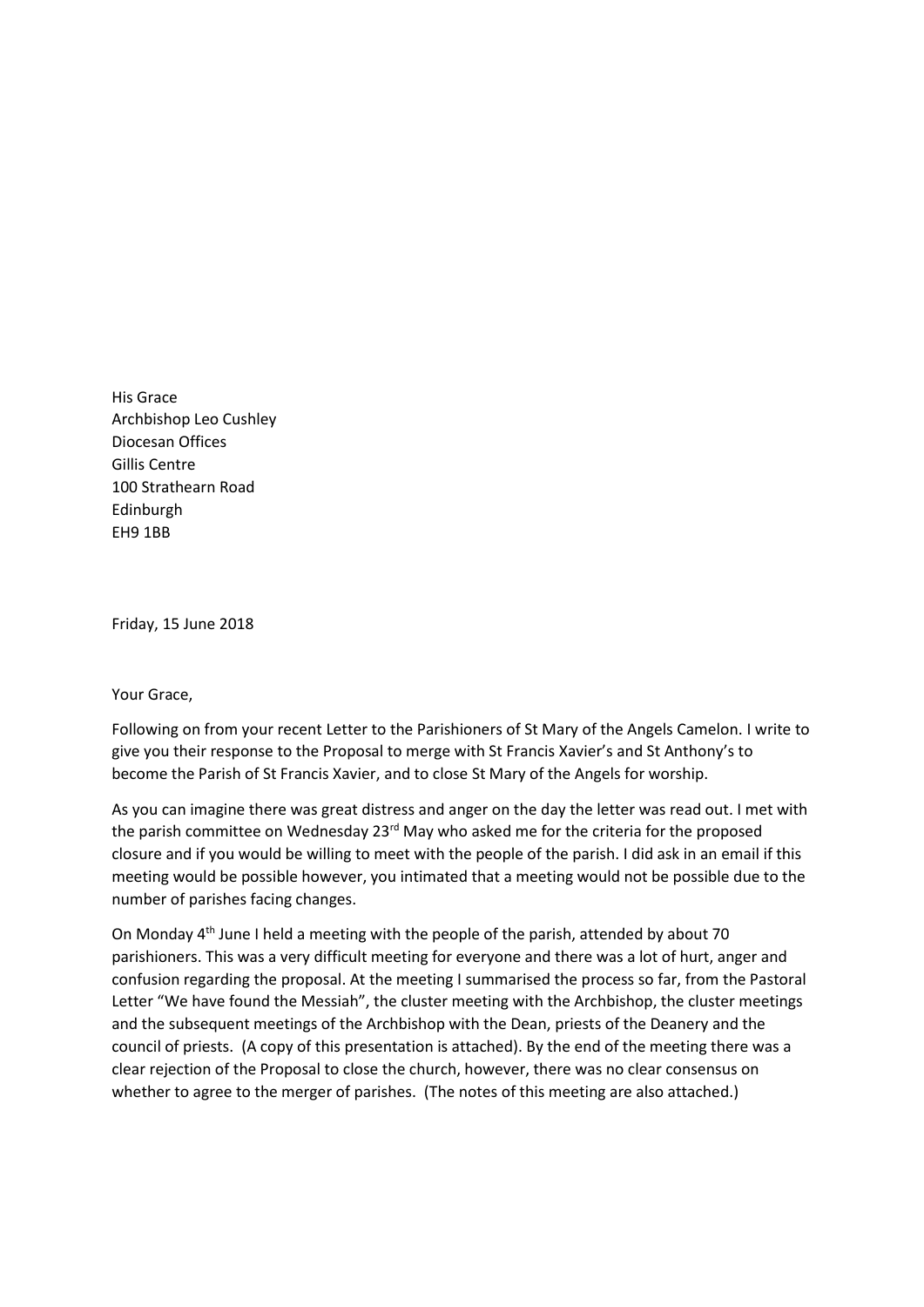His Grace  
Archbishop Leo Cushley  
Diocesan Offices  
Gillis Centre  
100 Strathearn Road  
Edinburgh  
EH9 1BB

Friday, 15 June 2018

Your Grace,

Following on from your recent Letter to the Parishioners of St Mary of the Angels Camelon. I write to give you their response to the Proposal to merge with St Francis Xavier's and St Anthony's to become the Parish of St Francis Xavier, and to close St Mary of the Angels for worship.

As you can imagine there was great distress and anger on the day the letter was read out. I met with the parish committee on Wednesday 23rd May who asked me for the criteria for the proposed closure and if you would be willing to meet with the people of the parish. I did ask in an email if this meeting would be possible however, you intimated that a meeting would not be possible due to the number of parishes facing changes.

On Monday 4th June I held a meeting with the people of the parish, attended by about 70 parishioners. This was a very difficult meeting for everyone and there was a lot of hurt, anger and confusion regarding the proposal. At the meeting I summarised the process so far, from the Pastoral Letter "We have found the Messiah", the cluster meeting with the Archbishop, the cluster meetings and the subsequent meetings of the Archbishop with the Dean, priests of the Deanery and the council of priests. (A copy of this presentation is attached). By the end of the meeting there was a clear rejection of the Proposal to close the church, however, there was no clear consensus on whether to agree to the merger of parishes. (The notes of this meeting are also attached.)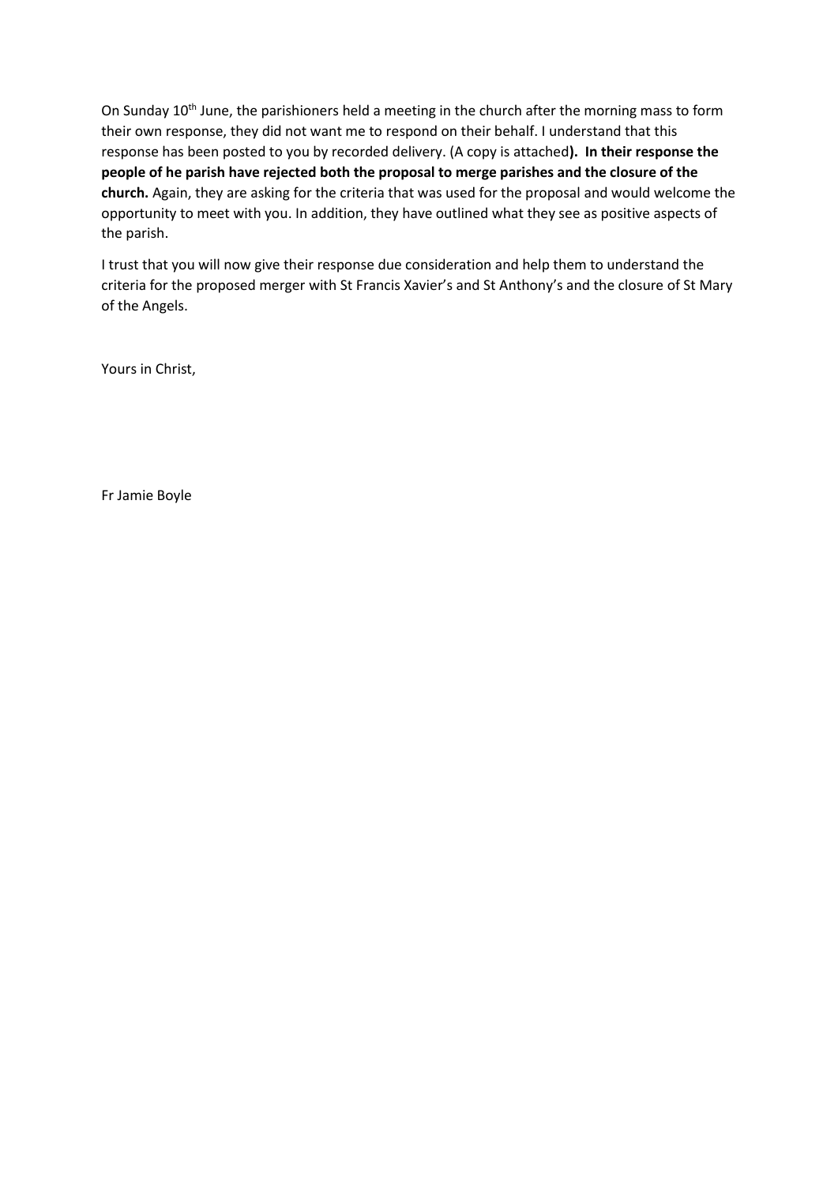On Sunday 10th June, the parishioners held a meeting in the church after the morning mass to form their own response, they did not want me to respond on their behalf. I understand that this response has been posted to you by recorded delivery. (A copy is attached**). In their response the people of he parish have rejected both the proposal to merge parishes and the closure of the church.** Again, they are asking for the criteria that was used for the proposal and would welcome the opportunity to meet with you. In addition, they have outlined what they see as positive aspects of the parish.

I trust that you will now give their response due consideration and help them to understand the criteria for the proposed merger with St Francis Xavier's and St Anthony's and the closure of St Mary of the Angels.

Yours in Christ,

Fr Jamie Boyle